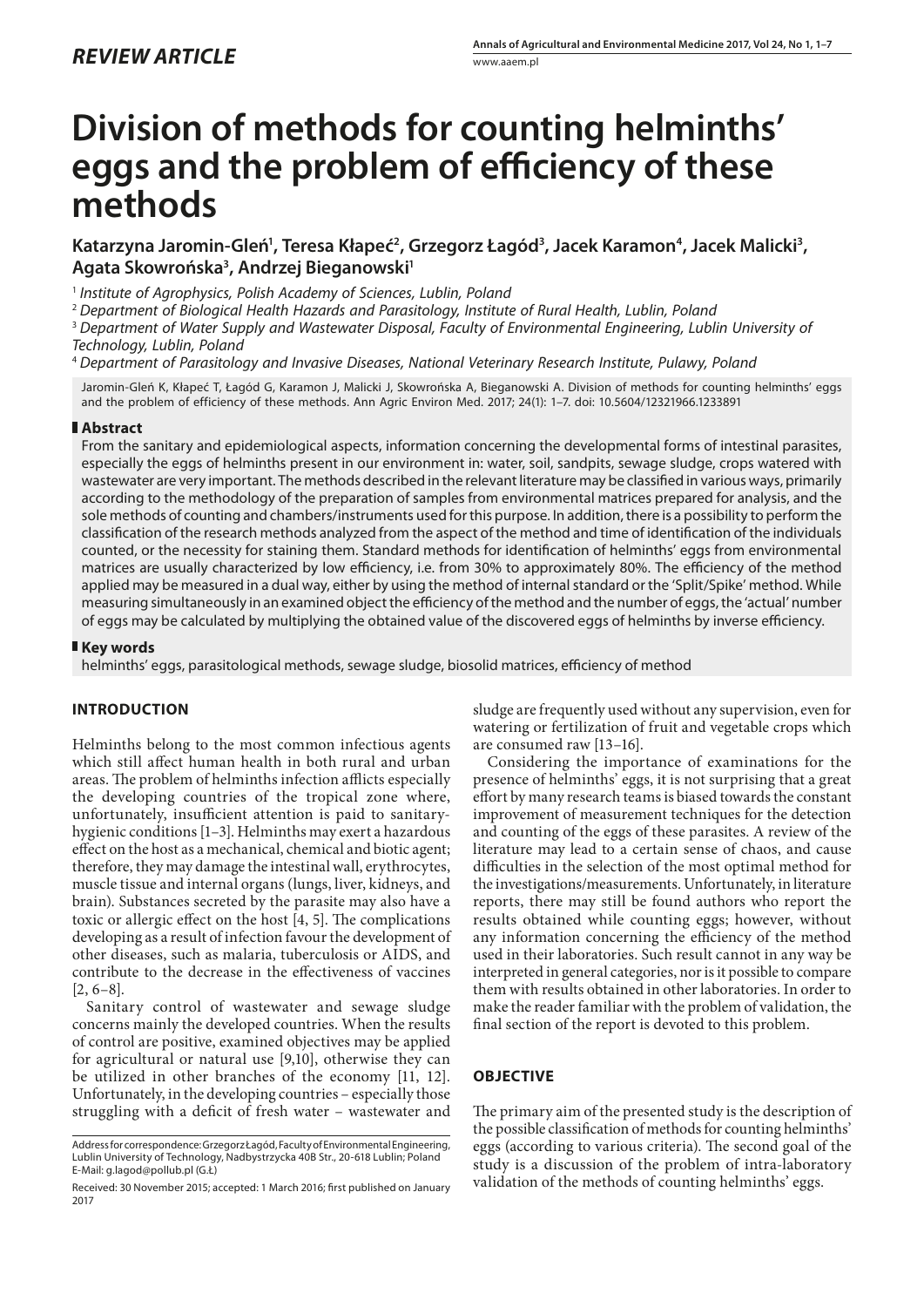*REVIEW ARTICLE*

# Division of methods for counting helminths' eggs and the problem of efficiency of these methods

**Katarzyna Jaromin-Gleń[1], Teresa Kłapeć[2], Grzegorz Łagód[3], Jacek Karamon[4], Jacek Malicki[3], Agata Skowrońska[3], Andrzej Bieganowski[1]**

[1] *Institute of Agrophysics, Polish Academy of Sciences, Lublin, Poland*
[2] *Department of Biological Health Hazards and Parasitology, Institute of Rural Health, Lublin, Poland*
[3] *Department of Water Supply and Wastewater Disposal, Faculty of Environmental Engineering, Lublin University of Technology, Lublin, Poland*
[4] *Department of Parasitology and Invasive Diseases, National Veterinary Research Institute, Pulawy, Poland*

Jaromin-Gleń K, Kłapeć T, Łagód G, Karamon J, Malicki J, Skowrońska A, Bieganowski A. Division of methods for counting helminths' eggs and the problem of efficiency of these methods. Ann Agric Environ Med. 2017; 24(1): 1–7. doi: 10.5604/12321966.1233891

## Abstract

From the sanitary and epidemiological aspects, information concerning the developmental forms of intestinal parasites, especially the eggs of helminths present in our environment in: water, soil, sandpits, sewage sludge, crops watered with wastewater are very important. The methods described in the relevant literature may be classified in various ways, primarily according to the methodology of the preparation of samples from environmental matrices prepared for analysis, and the sole methods of counting and chambers/instruments used for this purpose. In addition, there is a possibility to perform the classification of the research methods analyzed from the aspect of the method and time of identification of the individuals counted, or the necessity for staining them. Standard methods for identification of helminths' eggs from environmental matrices are usually characterized by low efficiency, i.e. from 30% to approximately 80%. The efficiency of the method applied may be measured in a dual way, either by using the method of internal standard or the 'Split/Spike' method. While measuring simultaneously in an examined object the efficiency of the method and the number of eggs, the 'actual' number of eggs may be calculated by multiplying the obtained value of the discovered eggs of helminths by inverse efficiency.

## Key words

helminths' eggs, parasitological methods, sewage sludge, biosolid matrices, efficiency of method

## INTRODUCTION

Helminths belong to the most common infectious agents which still affect human health in both rural and urban areas. The problem of helminths infection afflicts especially the developing countries of the tropical zone where, unfortunately, insufficient attention is paid to sanitary-hygienic conditions [1–3]. Helminths may exert a hazardous effect on the host as a mechanical, chemical and biotic agent; therefore, they may damage the intestinal wall, erythrocytes, muscle tissue and internal organs (lungs, liver, kidneys, and brain). Substances secreted by the parasite may also have a toxic or allergic effect on the host [4, 5]. The complications developing as a result of infection favour the development of other diseases, such as malaria, tuberculosis or AIDS, and contribute to the decrease in the effectiveness of vaccines [2, 6–8].

Sanitary control of wastewater and sewage sludge concerns mainly the developed countries. When the results of control are positive, examined objectives may be applied for agricultural or natural use [9,10], otherwise they can be utilized in other branches of the economy [11, 12]. Unfortunately, in the developing countries – especially those struggling with a deficit of fresh water – wastewater and sludge are frequently used without any supervision, even for watering or fertilization of fruit and vegetable crops which are consumed raw [13–16].

Considering the importance of examinations for the presence of helminths' eggs, it is not surprising that a great effort by many research teams is biased towards the constant improvement of measurement techniques for the detection and counting of the eggs of these parasites. A review of the literature may lead to a certain sense of chaos, and cause difficulties in the selection of the most optimal method for the investigations/measurements. Unfortunately, in literature reports, there may still be found authors who report the results obtained while counting eggs; however, without any information concerning the efficiency of the method used in their laboratories. Such result cannot in any way be interpreted in general categories, nor is it possible to compare them with results obtained in other laboratories. In order to make the reader familiar with the problem of validation, the final section of the report is devoted to this problem.

## OBJECTIVE

The primary aim of the presented study is the description of the possible classification of methods for counting helminths' eggs (according to various criteria). The second goal of the study is a discussion of the problem of intra-laboratory validation of the methods of counting helminths' eggs.

Address for correspondence: Grzegorz Łagód, Faculty of Environmental Engineering, Lublin University of Technology, Nadbystrzycka 40B Str., 20-618 Lublin; Poland
E-Mail: g.lagod@pollub.pl (G.Ł)

Received: 30 November 2015; accepted: 1 March 2016; first published on January 2017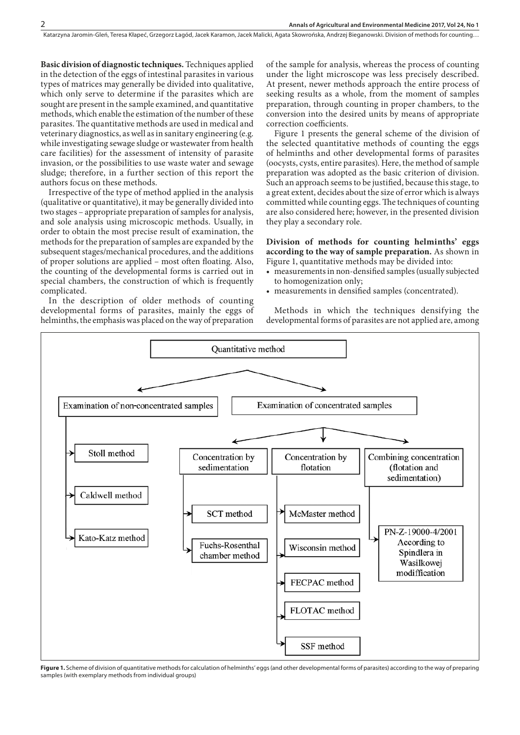**Basic division of diagnostic techniques.** Techniques applied in the detection of the eggs of intestinal parasites in various types of matrices may generally be divided into qualitative, which only serve to determine if the parasites which are sought are present in the sample examined, and quantitative methods, which enable the estimation of the number of these parasites. The quantitative methods are used in medical and veterinary diagnostics, as well as in sanitary engineering (e.g. while investigating sewage sludge or wastewater from health care facilities) for the assessment of intensity of parasite invasion, or the possibilities to use waste water and sewage sludge; therefore, in a further section of this report the authors focus on these methods.

Irrespective of the type of method applied in the analysis (qualitative or quantitative), it may be generally divided into two stages – appropriate preparation of samples for analysis, and sole analysis using microscopic methods. Usually, in order to obtain the most precise result of examination, the methods for the preparation of samples are expanded by the subsequent stages/mechanical procedures, and the additions of proper solutions are applied – most often floating. Also, the counting of the developmental forms is carried out in special chambers, the construction of which is frequently complicated.

In the description of older methods of counting developmental forms of parasites, mainly the eggs of helminths, the emphasis was placed on the way of preparation of the sample for analysis, whereas the process of counting under the light microscope was less precisely described. At present, newer methods approach the entire process of seeking results as a whole, from the moment of samples preparation, through counting in proper chambers, to the conversion into the desired units by means of appropriate correction coefficients.

Figure 1 presents the general scheme of the division of the selected quantitative methods of counting the eggs of helminths and other developmental forms of parasites (oocysts, cysts, entire parasites). Here, the method of sample preparation was adopted as the basic criterion of division. Such an approach seems to be justified, because this stage, to a great extent, decides about the size of error which is always committed while counting eggs. The techniques of counting are also considered here; however, in the presented division they play a secondary role.

**Division of methods for counting helminths' eggs according to the way of sample preparation.** As shown in Figure 1, quantitative methods may be divided into:

- measurements in non-densified samples (usually subjected to homogenization only;
- measurements in densified samples (concentrated).

Methods in which the techniques densifying the developmental forms of parasites are not applied are, among

Quantitative method

Examination of non-concentrated samples

Examination of concentrated samples

Stoll method

Caldwell method

Kato-Katz method

Concentration by sedimentation

SCT method

Fuchs-Rosenthal chamber method

Concentration by flotation

McMaster method

Wisconsin method

FECPAC method

FLOTAC method

SSF method

Combining concentration (flotation and sedimentation)

PN-Z-19000-4/2001 According to Spindlera in Wasilkowej modiffication

**Figure 1.** Scheme of division of quantitative methods for calculation of helminths' eggs (and other developmental forms of parasites) according to the way of preparing samples (with exemplary methods from individual groups)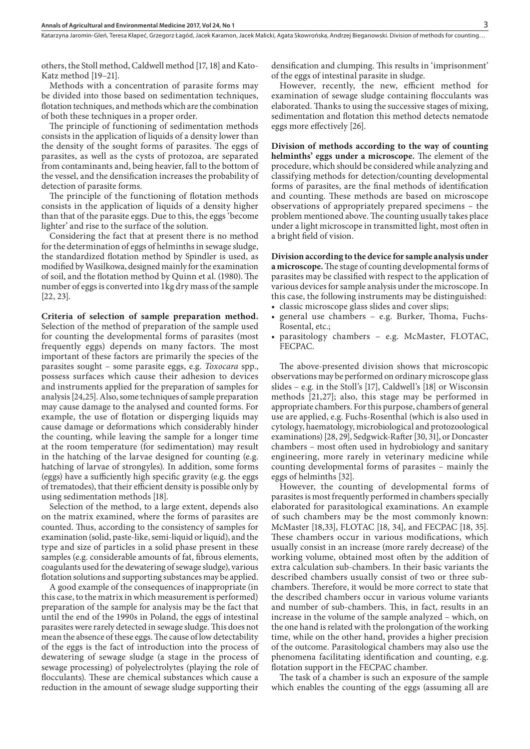others, the Stoll method, Caldwell method [17, 18] and Kato-Katz method [19–21].

Methods with a concentration of parasite forms may be divided into those based on sedimentation techniques, flotation techniques, and methods which are the combination of both these techniques in a proper order.

The principle of functioning of sedimentation methods consists in the application of liquids of a density lower than the density of the sought forms of parasites. The eggs of parasites, as well as the cysts of protozoa, are separated from contaminants and, being heavier, fall to the bottom of the vessel, and the densification increases the probability of detection of parasite forms.

The principle of the functioning of flotation methods consists in the application of liquids of a density higher than that of the parasite eggs. Due to this, the eggs 'become lighter' and rise to the surface of the solution.

Considering the fact that at present there is no method for the determination of eggs of helminths in sewage sludge, the standardized flotation method by Spindler is used, as modified by Wasilkowa, designed mainly for the examination of soil, and the flotation method by Quinn et al. (1980). The number of eggs is converted into 1kg dry mass of the sample [22, 23].

**Criteria of selection of sample preparation method.** Selection of the method of preparation of the sample used for counting the developmental forms of parasites (most frequently eggs) depends on many factors. The most important of these factors are primarily the species of the parasites sought – some parasite eggs, e.g. *Toxocara* spp., possess surfaces which cause their adhesion to devices and instruments applied for the preparation of samples for analysis [24,25]. Also, some techniques of sample preparation may cause damage to the analysed and counted forms. For example, the use of flotation or disperging liquids may cause damage or deformations which considerably hinder the counting, while leaving the sample for a longer time at the room temperature (for sedimentation) may result in the hatching of the larvae designed for counting (e.g. hatching of larvae of strongyles). In addition, some forms (eggs) have a sufficiently high specific gravity (e.g. the eggs of trematodes), that their efficient density is possible only by using sedimentation methods [18].

Selection of the method, to a large extent, depends also on the matrix examined, where the forms of parasites are counted. Thus, according to the consistency of samples for examination (solid, paste-like, semi-liquid or liquid), and the type and size of particles in a solid phase present in these samples (e.g. considerable amounts of fat, fibrous elements, coagulants used for the dewatering of sewage sludge), various flotation solutions and supporting substances may be applied.

A good example of the consequences of inappropriate (in this case, to the matrix in which measurement is performed) preparation of the sample for analysis may be the fact that until the end of the 1990s in Poland, the eggs of intestinal parasites were rarely detected in sewage sludge. This does not mean the absence of these eggs. The cause of low detectability of the eggs is the fact of introduction into the process of dewatering of sewage sludge (a stage in the process of sewage processing) of polyelectrolytes (playing the role of flocculants). These are chemical substances which cause a reduction in the amount of sewage sludge supporting their densification and clumping. This results in 'imprisonment' of the eggs of intestinal parasite in sludge.

However, recently, the new, efficient method for examination of sewage sludge containing flocculants was elaborated. Thanks to using the successive stages of mixing, sedimentation and flotation this method detects nematode eggs more effectively [26].

**Division of methods according to the way of counting helminths' eggs under a microscope.** The element of the procedure, which should be considered while analyzing and classifying methods for detection/counting developmental forms of parasites, are the final methods of identification and counting. These methods are based on microscope observations of appropriately prepared specimens – the problem mentioned above. The counting usually takes place under a light microscope in transmitted light, most often in a bright field of vision.

**Division according to the device for sample analysis under a microscope.** The stage of counting developmental forms of parasites may be classified with respect to the application of various devices for sample analysis under the microscope. In this case, the following instruments may be distinguished:

- classic microscope glass slides and cover slips;
- general use chambers – e.g. Burker, Thoma, Fuchs-Rosental, etc.;
- parasitology chambers – e.g. McMaster, FLOTAC, FECPAC.

The above-presented division shows that microscopic observations may be performed on ordinary microscope glass slides – e.g. in the Stoll's [17], Caldwell's [18] or Wisconsin methods [21,27]; also, this stage may be performed in appropriate chambers. For this purpose, chambers of general use are applied, e.g. Fuchs-Rosenthal (which is also used in cytology, haematology, microbiological and protozoological examinations) [28, 29], Sedgwick-Rafter [30, 31], or Doncaster chambers – most often used in hydrobiology and sanitary engineering, more rarely in veterinary medicine while counting developmental forms of parasites – mainly the eggs of helminths [32].

However, the counting of developmental forms of parasites is most frequently performed in chambers specially elaborated for parasitological examinations. An example of such chambers may be the most commonly known: McMaster [18,33], FLOTAC [18, 34], and FECPAC [18, 35]. These chambers occur in various modifications, which usually consist in an increase (more rarely decrease) of the working volume, obtained most often by the addition of extra calculation sub-chambers. In their basic variants the described chambers usually consist of two or three sub-chambers. Therefore, it would be more correct to state that the described chambers occur in various volume variants and number of sub-chambers. This, in fact, results in an increase in the volume of the sample analyzed – which, on the one hand is related with the prolongation of the working time, while on the other hand, provides a higher precision of the outcome. Parasitological chambers may also use the phenomena facilitating identification and counting, e.g. flotation support in the FECPAC chamber.

The task of a chamber is such an exposure of the sample which enables the counting of the eggs (assuming all are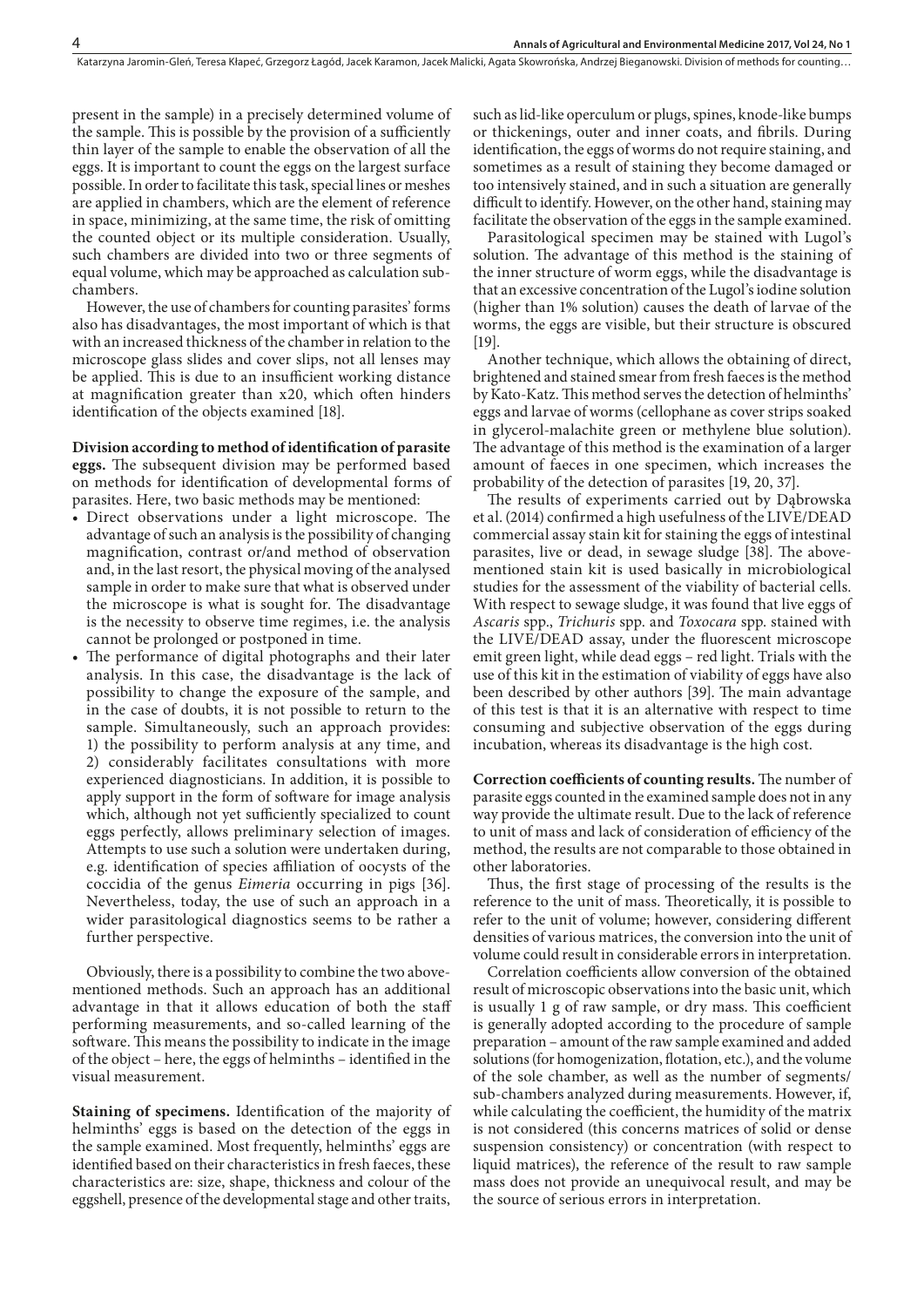present in the sample) in a precisely determined volume of the sample. This is possible by the provision of a sufficiently thin layer of the sample to enable the observation of all the eggs. It is important to count the eggs on the largest surface possible. In order to facilitate this task, special lines or meshes are applied in chambers, which are the element of reference in space, minimizing, at the same time, the risk of omitting the counted object or its multiple consideration. Usually, such chambers are divided into two or three segments of equal volume, which may be approached as calculation sub-chambers.

However, the use of chambers for counting parasites' forms also has disadvantages, the most important of which is that with an increased thickness of the chamber in relation to the microscope glass slides and cover slips, not all lenses may be applied. This is due to an insufficient working distance at magnification greater than x20, which often hinders identification of the objects examined [18].

**Division according to method of identification of parasite eggs.** The subsequent division may be performed based on methods for identification of developmental forms of parasites. Here, two basic methods may be mentioned:

- Direct observations under a light microscope. The advantage of such an analysis is the possibility of changing magnification, contrast or/and method of observation and, in the last resort, the physical moving of the analysed sample in order to make sure that what is observed under the microscope is what is sought for. The disadvantage is the necessity to observe time regimes, i.e. the analysis cannot be prolonged or postponed in time.
- The performance of digital photographs and their later analysis. In this case, the disadvantage is the lack of possibility to change the exposure of the sample, and in the case of doubts, it is not possible to return to the sample. Simultaneously, such an approach provides: 1) the possibility to perform analysis at any time, and 2) considerably facilitates consultations with more experienced diagnosticians. In addition, it is possible to apply support in the form of software for image analysis which, although not yet sufficiently specialized to count eggs perfectly, allows preliminary selection of images. Attempts to use such a solution were undertaken during, e.g. identification of species affiliation of oocysts of the coccidia of the genus *Eimeria* occurring in pigs [36]. Nevertheless, today, the use of such an approach in a wider parasitological diagnostics seems to be rather a further perspective.

Obviously, there is a possibility to combine the two above-mentioned methods. Such an approach has an additional advantage in that it allows education of both the staff performing measurements, and so-called learning of the software. This means the possibility to indicate in the image of the object – here, the eggs of helminths – identified in the visual measurement.

**Staining of specimens.** Identification of the majority of helminths' eggs is based on the detection of the eggs in the sample examined. Most frequently, helminths' eggs are identified based on their characteristics in fresh faeces, these characteristics are: size, shape, thickness and colour of the eggshell, presence of the developmental stage and other traits, such as lid-like operculum or plugs, spines, knode-like bumps or thickenings, outer and inner coats, and fibrils. During identification, the eggs of worms do not require staining, and sometimes as a result of staining they become damaged or too intensively stained, and in such a situation are generally difficult to identify. However, on the other hand, staining may facilitate the observation of the eggs in the sample examined.

Parasitological specimen may be stained with Lugol's solution. The advantage of this method is the staining of the inner structure of worm eggs, while the disadvantage is that an excessive concentration of the Lugol's iodine solution (higher than 1% solution) causes the death of larvae of the worms, the eggs are visible, but their structure is obscured [19].

Another technique, which allows the obtaining of direct, brightened and stained smear from fresh faeces is the method by Kato-Katz. This method serves the detection of helminths' eggs and larvae of worms (cellophane as cover strips soaked in glycerol-malachite green or methylene blue solution). The advantage of this method is the examination of a larger amount of faeces in one specimen, which increases the probability of the detection of parasites [19, 20, 37].

The results of experiments carried out by Dąbrowska et al. (2014) confirmed a high usefulness of the LIVE/DEAD commercial assay stain kit for staining the eggs of intestinal parasites, live or dead, in sewage sludge [38]. The above-mentioned stain kit is used basically in microbiological studies for the assessment of the viability of bacterial cells. With respect to sewage sludge, it was found that live eggs of *Ascaris* spp., *Trichuris* spp. and *Toxocara* spp. stained with the LIVE/DEAD assay, under the fluorescent microscope emit green light, while dead eggs – red light. Trials with the use of this kit in the estimation of viability of eggs have also been described by other authors [39]. The main advantage of this test is that it is an alternative with respect to time consuming and subjective observation of the eggs during incubation, whereas its disadvantage is the high cost.

**Correction coefficients of counting results.** The number of parasite eggs counted in the examined sample does not in any way provide the ultimate result. Due to the lack of reference to unit of mass and lack of consideration of efficiency of the method, the results are not comparable to those obtained in other laboratories.

Thus, the first stage of processing of the results is the reference to the unit of mass. Theoretically, it is possible to refer to the unit of volume; however, considering different densities of various matrices, the conversion into the unit of volume could result in considerable errors in interpretation.

Correlation coefficients allow conversion of the obtained result of microscopic observations into the basic unit, which is usually 1 g of raw sample, or dry mass. This coefficient is generally adopted according to the procedure of sample preparation – amount of the raw sample examined and added solutions (for homogenization, flotation, etc.), and the volume of the sole chamber, as well as the number of segments/sub-chambers analyzed during measurements. However, if, while calculating the coefficient, the humidity of the matrix is not considered (this concerns matrices of solid or dense suspension consistency) or concentration (with respect to liquid matrices), the reference of the result to raw sample mass does not provide an unequivocal result, and may be the source of serious errors in interpretation.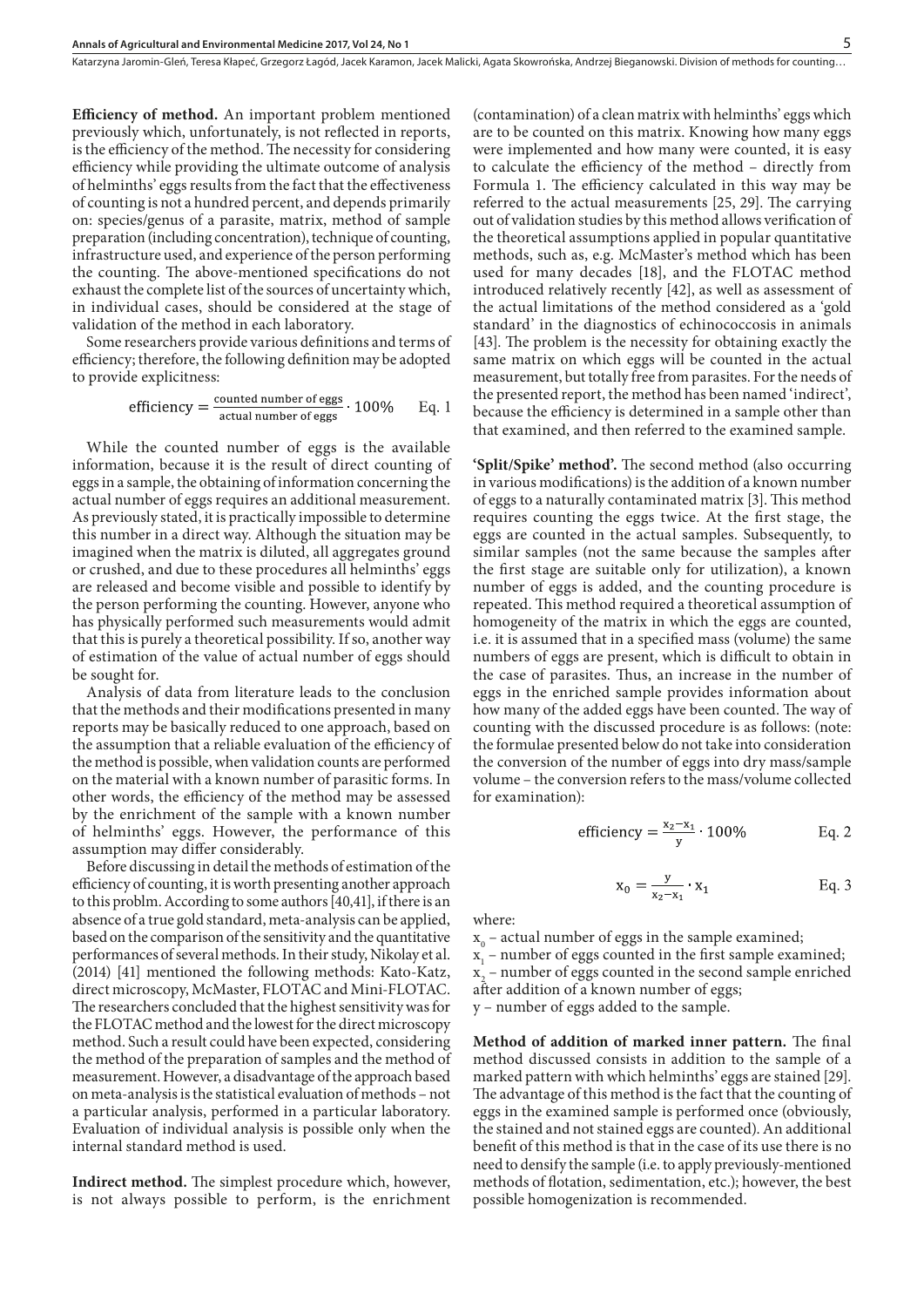**Efficiency of method.** An important problem mentioned previously which, unfortunately, is not reflected in reports, is the efficiency of the method. The necessity for considering efficiency while providing the ultimate outcome of analysis of helminths' eggs results from the fact that the effectiveness of counting is not a hundred percent, and depends primarily on: species/genus of a parasite, matrix, method of sample preparation (including concentration), technique of counting, infrastructure used, and experience of the person performing the counting. The above-mentioned specifications do not exhaust the complete list of the sources of uncertainty which, in individual cases, should be considered at the stage of validation of the method in each laboratory.

Some researchers provide various definitions and terms of efficiency; therefore, the following definition may be adopted to provide explicitness:

$$\text{efficiency} = \frac{\text{counted number of eggs}}{\text{actual number of eggs}} \cdot 100\% \qquad \text{Eq. 1}$$

While the counted number of eggs is the available information, because it is the result of direct counting of eggs in a sample, the obtaining of information concerning the actual number of eggs requires an additional measurement. As previously stated, it is practically impossible to determine this number in a direct way. Although the situation may be imagined when the matrix is diluted, all aggregates ground or crushed, and due to these procedures all helminths' eggs are released and become visible and possible to identify by the person performing the counting. However, anyone who has physically performed such measurements would admit that this is purely a theoretical possibility. If so, another way of estimation of the value of actual number of eggs should be sought for.

Analysis of data from literature leads to the conclusion that the methods and their modifications presented in many reports may be basically reduced to one approach, based on the assumption that a reliable evaluation of the efficiency of the method is possible, when validation counts are performed on the material with a known number of parasitic forms. In other words, the efficiency of the method may be assessed by the enrichment of the sample with a known number of helminths' eggs. However, the performance of this assumption may differ considerably.

Before discussing in detail the methods of estimation of the efficiency of counting, it is worth presenting another approach to this problm. According to some authors [40,41], if there is an absence of a true gold standard, meta-analysis can be applied, based on the comparison of the sensitivity and the quantitative performances of several methods. In their study, Nikolay et al. (2014) [41] mentioned the following methods: Kato-Katz, direct microscopy, McMaster, FLOTAC and Mini-FLOTAC. The researchers concluded that the highest sensitivity was for the FLOTAC method and the lowest for the direct microscopy method. Such a result could have been expected, considering the method of the preparation of samples and the method of measurement. However, a disadvantage of the approach based on meta-analysis is the statistical evaluation of methods – not a particular analysis, performed in a particular laboratory. Evaluation of individual analysis is possible only when the internal standard method is used.

**Indirect method.** The simplest procedure which, however, is not always possible to perform, is the enrichment (contamination) of a clean matrix with helminths' eggs which are to be counted on this matrix. Knowing how many eggs were implemented and how many were counted, it is easy to calculate the efficiency of the method – directly from Formula 1. The efficiency calculated in this way may be referred to the actual measurements [25, 29]. The carrying out of validation studies by this method allows verification of the theoretical assumptions applied in popular quantitative methods, such as, e.g. McMaster's method which has been used for many decades [18], and the FLOTAC method introduced relatively recently [42], as well as assessment of the actual limitations of the method considered as a 'gold standard' in the diagnostics of echinococcosis in animals [43]. The problem is the necessity for obtaining exactly the same matrix on which eggs will be counted in the actual measurement, but totally free from parasites. For the needs of the presented report, the method has been named 'indirect', because the efficiency is determined in a sample other than that examined, and then referred to the examined sample.

**'Split/Spike' method'.** The second method (also occurring in various modifications) is the addition of a known number of eggs to a naturally contaminated matrix [3]. This method requires counting the eggs twice. At the first stage, the eggs are counted in the actual samples. Subsequently, to similar samples (not the same because the samples after the first stage are suitable only for utilization), a known number of eggs is added, and the counting procedure is repeated. This method required a theoretical assumption of homogeneity of the matrix in which the eggs are counted, i.e. it is assumed that in a specified mass (volume) the same numbers of eggs are present, which is difficult to obtain in the case of parasites. Thus, an increase in the number of eggs in the enriched sample provides information about how many of the added eggs have been counted. The way of counting with the discussed procedure is as follows: (note: the formulae presented below do not take into consideration the conversion of the number of eggs into dry mass/sample volume – the conversion refers to the mass/volume collected for examination):

$$\text{efficiency} = \frac{x_2 - x_1}{y} \cdot 100\% \qquad \text{Eq. 2}$$

$$x_0 = \frac{y}{x_2 - x_1} \cdot x_1 \qquad \text{Eq. 3}$$

where:

$x_0$ – actual number of eggs in the sample examined;
$x_1$ – number of eggs counted in the first sample examined;
$x_2$ – number of eggs counted in the second sample enriched after addition of a known number of eggs;
y – number of eggs added to the sample.

**Method of addition of marked inner pattern.** The final method discussed consists in addition to the sample of a marked pattern with which helminths' eggs are stained [29]. The advantage of this method is the fact that the counting of eggs in the examined sample is performed once (obviously, the stained and not stained eggs are counted). An additional benefit of this method is that in the case of its use there is no need to densify the sample (i.e. to apply previously-mentioned methods of flotation, sedimentation, etc.); however, the best possible homogenization is recommended.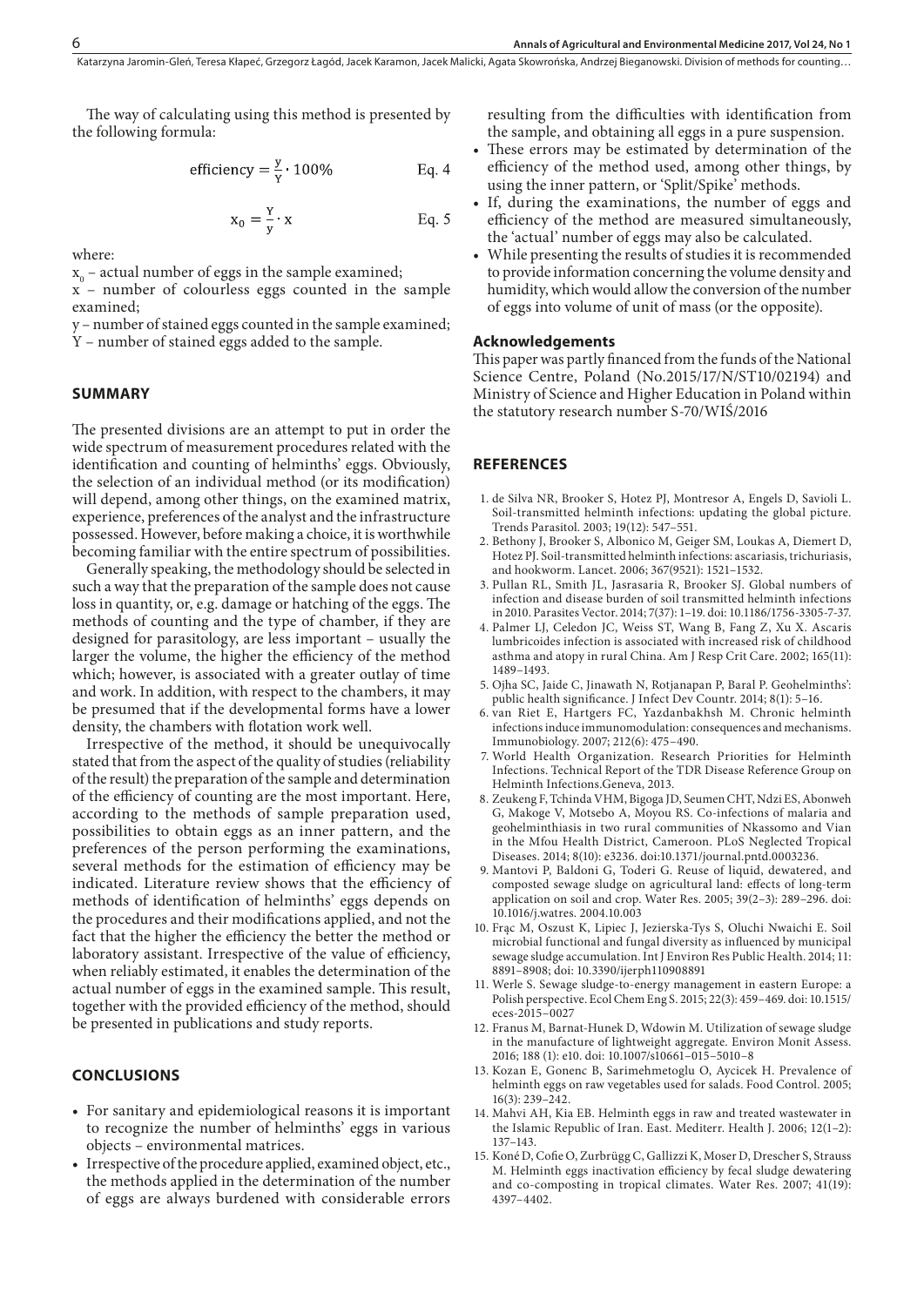The way of calculating using this method is presented by the following formula:

$$\text{efficiency} = \frac{y}{Y} \cdot 100\% \qquad \text{Eq. 4}$$

$$x_0 = \frac{Y}{y} \cdot x \qquad \text{Eq. 5}$$

where:

$x_0$ – actual number of eggs in the sample examined;

x – number of colourless eggs counted in the sample examined;

y – number of stained eggs counted in the sample examined;

Y – number of stained eggs added to the sample.

## SUMMARY

The presented divisions are an attempt to put in order the wide spectrum of measurement procedures related with the identification and counting of helminths' eggs. Obviously, the selection of an individual method (or its modification) will depend, among other things, on the examined matrix, experience, preferences of the analyst and the infrastructure possessed. However, before making a choice, it is worthwhile becoming familiar with the entire spectrum of possibilities.

Generally speaking, the methodology should be selected in such a way that the preparation of the sample does not cause loss in quantity, or, e.g. damage or hatching of the eggs. The methods of counting and the type of chamber, if they are designed for parasitology, are less important – usually the larger the volume, the higher the efficiency of the method which; however, is associated with a greater outlay of time and work. In addition, with respect to the chambers, it may be presumed that if the developmental forms have a lower density, the chambers with flotation work well.

Irrespective of the method, it should be unequivocally stated that from the aspect of the quality of studies (reliability of the result) the preparation of the sample and determination of the efficiency of counting are the most important. Here, according to the methods of sample preparation used, possibilities to obtain eggs as an inner pattern, and the preferences of the person performing the examinations, several methods for the estimation of efficiency may be indicated. Literature review shows that the efficiency of methods of identification of helminths' eggs depends on the procedures and their modifications applied, and not the fact that the higher the efficiency the better the method or laboratory assistant. Irrespective of the value of efficiency, when reliably estimated, it enables the determination of the actual number of eggs in the examined sample. This result, together with the provided efficiency of the method, should be presented in publications and study reports.

## CONCLUSIONS

- For sanitary and epidemiological reasons it is important to recognize the number of helminths' eggs in various objects – environmental matrices.
- Irrespective of the procedure applied, examined object, etc., the methods applied in the determination of the number of eggs are always burdened with considerable errors resulting from the difficulties with identification from the sample, and obtaining all eggs in a pure suspension.
- These errors may be estimated by determination of the efficiency of the method used, among other things, by using the inner pattern, or 'Split/Spike' methods.
- If, during the examinations, the number of eggs and efficiency of the method are measured simultaneously, the 'actual' number of eggs may also be calculated.
- While presenting the results of studies it is recommended to provide information concerning the volume density and humidity, which would allow the conversion of the number of eggs into volume of unit of mass (or the opposite).

### Acknowledgements

This paper was partly financed from the funds of the National Science Centre, Poland (No.2015/17/N/ST10/02194) and Ministry of Science and Higher Education in Poland within the statutory research number S-70/WIŚ/2016

## REFERENCES

1. de Silva NR, Brooker S, Hotez PJ, Montresor A, Engels D, Savioli L. Soil-transmitted helminth infections: updating the global picture. Trends Parasitol. 2003; 19(12): 547–551.
2. Bethony J, Brooker S, Albonico M, Geiger SM, Loukas A, Diemert D, Hotez PJ. Soil-transmitted helminth infections: ascariasis, trichuriasis, and hookworm. Lancet. 2006; 367(9521): 1521–1532.
3. Pullan RL, Smith JL, Jasrasaria R, Brooker SJ. Global numbers of infection and disease burden of soil transmitted helminth infections in 2010. Parasites Vector. 2014; 7(37): 1–19. doi: 10.1186/1756-3305-7-37.
4. Palmer LJ, Celedon JC, Weiss ST, Wang B, Fang Z, Xu X. Ascaris lumbricoides infection is associated with increased risk of childhood asthma and atopy in rural China. Am J Resp Crit Care. 2002; 165(11): 1489–1493.
5. Ojha SC, Jaide C, Jinawath N, Rotjanapan P, Baral P. Geohelminths': public health significance. J Infect Dev Countr. 2014; 8(1): 5–16.
6. van Riet E, Hartgers FC, Yazdanbakhsh M. Chronic helminth infections induce immunomodulation: consequences and mechanisms. Immunobiology. 2007; 212(6): 475–490.
7. World Health Organization. Research Priorities for Helminth Infections. Technical Report of the TDR Disease Reference Group on Helminth Infections.Geneva, 2013.
8. Zeukeng F, Tchinda VHM, Bigoga JD, Seumen CHT, Ndzi ES, Abonweh G, Makoge V, Motsebo A, Moyou RS. Co-infections of malaria and geohelminthiasis in two rural communities of Nkassomo and Vian in the Mfou Health District, Cameroon. PLoS Neglected Tropical Diseases. 2014; 8(10): e3236. doi:10.1371/journal.pntd.0003236.
9. Mantovi P, Baldoni G, Toderi G. Reuse of liquid, dewatered, and composted sewage sludge on agricultural land: effects of long-term application on soil and crop. Water Res. 2005; 39(2–3): 289–296. doi: 10.1016/j.watres. 2004.10.003
10. Frąc M, Oszust K, Lipiec J, Jezierska-Tys S, Oluchi Nwaichi E. Soil microbial functional and fungal diversity as influenced by municipal sewage sludge accumulation. Int J Environ Res Public Health. 2014; 11: 8891–8908; doi: 10.3390/ijerph110908891
11. Werle S. Sewage sludge-to-energy management in eastern Europe: a Polish perspective. Ecol Chem Eng S. 2015; 22(3): 459–469. doi: 10.1515/eces-2015–0027
12. Franus M, Barnat-Hunek D, Wdowin M. Utilization of sewage sludge in the manufacture of lightweight aggregate. Environ Monit Assess. 2016; 188 (1): e10. doi: 10.1007/s10661–015–5010–8
13. Kozan E, Gonenc B, Sarimehmetoglu O, Aycicek H. Prevalence of helminth eggs on raw vegetables used for salads. Food Control. 2005; 16(3): 239–242.
14. Mahvi AH, Kia EB. Helminth eggs in raw and treated wastewater in the Islamic Republic of Iran. East. Mediterr. Health J. 2006; 12(1–2): 137–143.
15. Koné D, Cofie O, Zurbrügg C, Gallizzi K, Moser D, Drescher S, Strauss M. Helminth eggs inactivation efficiency by fecal sludge dewatering and co-composting in tropical climates. Water Res. 2007; 41(19): 4397–4402.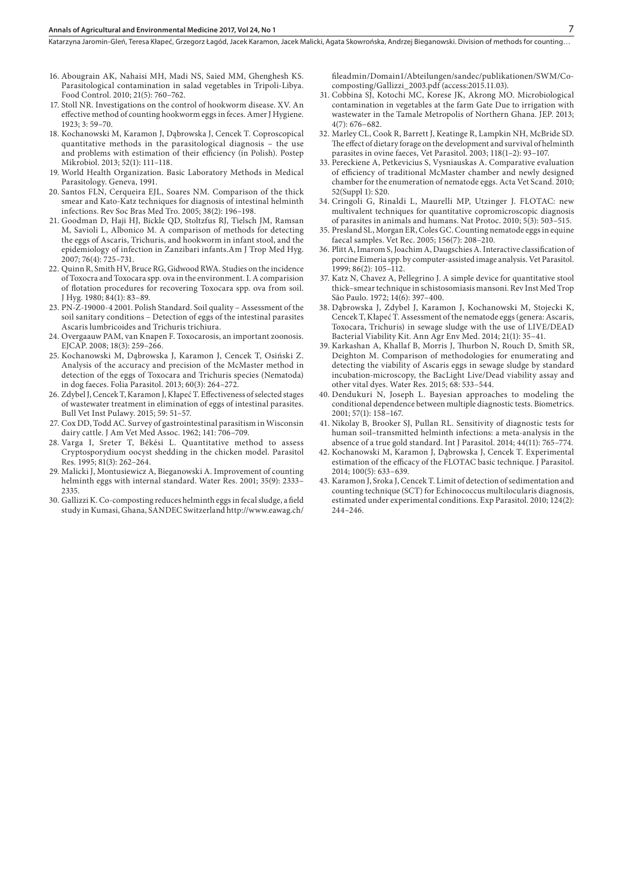16. Abougrain AK, Nahaisi MH, Madi NS, Saied MM, Ghenghesh KS. Parasitological contamination in salad vegetables in Tripoli-Libya. Food Control. 2010; 21(5): 760–762.
17. Stoll NR. Investigations on the control of hookworm disease. XV. An effective method of counting hookworm eggs in feces. Amer J Hygiene. 1923; 3: 59–70.
18. Kochanowski M, Karamon J, Dąbrowska J, Cencek T. Coproscopical quantitative methods in the parasitological diagnosis – the use and problems with estimation of their efficiency (in Polish). Postep Mikrobiol. 2013; 52(1): 111–118.
19. World Health Organization. Basic Laboratory Methods in Medical Parasitology. Geneva, 1991.
20. Santos FLN, Cerqueira EJL, Soares NM. Comparison of the thick smear and Kato-Katz techniques for diagnosis of intestinal helminth infections. Rev Soc Bras Med Tro. 2005; 38(2): 196–198.
21. Goodman D, Haji HJ, Bickle QD, Stoltzfus RJ, Tielsch JM, Ramsan M, Savioli L, Albonico M. A comparison of methods for detecting the eggs of Ascaris, Trichuris, and hookworm in infant stool, and the epidemiology of infection in Zanzibari infants.Am J Trop Med Hyg. 2007; 76(4): 725–731.
22. Quinn R, Smith HV, Bruce RG, Gidwood RWA. Studies on the incidence of Toxocra and Toxocara spp. ova in the environment. I. A comparision of flotation procedures for recovering Toxocara spp. ova from soil. J Hyg. 1980; 84(1): 83–89.
23. PN-Z-19000-4 2001. Polish Standard. Soil quality – Assessment of the soil sanitary conditions – Detection of eggs of the intestinal parasites Ascaris lumbricoides and Trichuris trichiura.
24. Overgaauw PAM, van Knapen F. Toxocarosis, an important zoonosis. EJCAP. 2008; 18(3): 259–266.
25. Kochanowski M, Dąbrowska J, Karamon J, Cencek T, Osiński Z. Analysis of the accuracy and precision of the McMaster method in detection of the eggs of Toxocara and Trichuris species (Nematoda) in dog faeces. Folia Parasitol. 2013; 60(3): 264–272.
26. Zdybel J, Cencek T, Karamon J, Kłapeć T. Effectiveness of selected stages of wastewater treatment in elimination of eggs of intestinal parasites. Bull Vet Inst Pulawy. 2015; 59: 51–57.
27. Cox DD, Todd AC. Survey of gastrointestinal parasitism in Wisconsin dairy cattle. J Am Vet Med Assoc. 1962; 141: 706–709.
28. Varga I, Sreter T, Békési L. Quantitative method to assess Cryptosporydium oocyst shedding in the chicken model. Parasitol Res. 1995; 81(3): 262–264.
29. Malicki J, Montusiewicz A, Bieganowski A. Improvement of counting helminth eggs with internal standard. Water Res. 2001; 35(9): 2333–2335.
30. Gallizzi K. Co-composting reduces helminth eggs in fecal sludge, a field study in Kumasi, Ghana, SANDEC Switzerland http://www.eawag.ch/fileadmin/Domain1/Abteilungen/sandec/publikationen/SWM/Co-composting/Gallizzi_2003.pdf (access:2015.11.03).
31. Cobbina SJ, Kotochi MC, Korese JK, Akrong MO. Microbiological contamination in vegetables at the farm Gate Due to irrigation with wastewater in the Tamale Metropolis of Northern Ghana. JEP. 2013; 4(7): 676–682.
32. Marley CL, Cook R, Barrett J, Keatinge R, Lampkin NH, McBride SD. The effect of dietary forage on the development and survival of helminth parasites in ovine faeces, Vet Parasitol. 2003; 118(1–2): 93–107.
33. Pereckiene A, Petkevicius S, Vysniauskas A. Comparative evaluation of efficiency of traditional McMaster chamber and newly designed chamber for the enumeration of nematode eggs. Acta Vet Scand. 2010; 52(Suppl 1): S20.
34. Cringoli G, Rinaldi L, Maurelli MP, Utzinger J. FLOTAC: new multivalent techniques for quantitative copromicroscopic diagnosis of parasites in animals and humans. Nat Protoc. 2010; 5(3): 503–515.
35. Presland SL, Morgan ER, Coles GC. Counting nematode eggs in equine faecal samples. Vet Rec. 2005; 156(7): 208–210.
36. Plitt A, Imarom S, Joachim A, Daugschies A. Interactive classification of porcine Eimeria spp. by computer-assisted image analysis. Vet Parasitol. 1999; 86(2): 105–112.
37. Katz N, Chavez A, Pellegrino J. A simple device for quantitative stool thick–smear technique in schistosomiasis mansoni. Rev Inst Med Trop São Paulo. 1972; 14(6): 397–400.
38. Dąbrowska J, Zdybel J, Karamon J, Kochanowski M, Stojecki K, Cencek T, Kłapeć T. Assessment of the nematode eggs (genera: Ascaris, Toxocara, Trichuris) in sewage sludge with the use of LIVE/DEAD Bacterial Viability Kit. Ann Agr Env Med. 2014; 21(1): 35–41.
39. Karkashan A, Khallaf B, Morris J, Thurbon N, Rouch D, Smith SR, Deighton M. Comparison of methodologies for enumerating and detecting the viability of Ascaris eggs in sewage sludge by standard incubation-microscopy, the BacLight Live/Dead viability assay and other vital dyes. Water Res. 2015; 68: 533–544.
40. Dendukuri N, Joseph L. Bayesian approaches to modeling the conditional dependence between multiple diagnostic tests. Biometrics. 2001; 57(1): 158–167.
41. Nikolay B, Brooker SJ, Pullan RL. Sensitivity of diagnostic tests for human soil–transmitted helminth infections: a meta-analysis in the absence of a true gold standard. Int J Parasitol. 2014; 44(11): 765–774.
42. Kochanowski M, Karamon J, Dąbrowska J, Cencek T. Experimental estimation of the efficacy of the FLOTAC basic technique. J Parasitol. 2014; 100(5): 633–639.
43. Karamon J, Sroka J, Cencek T. Limit of detection of sedimentation and counting technique (SCT) for Echinococcus multilocularis diagnosis, estimated under experimental conditions. Exp Parasitol. 2010; 124(2): 244–246.